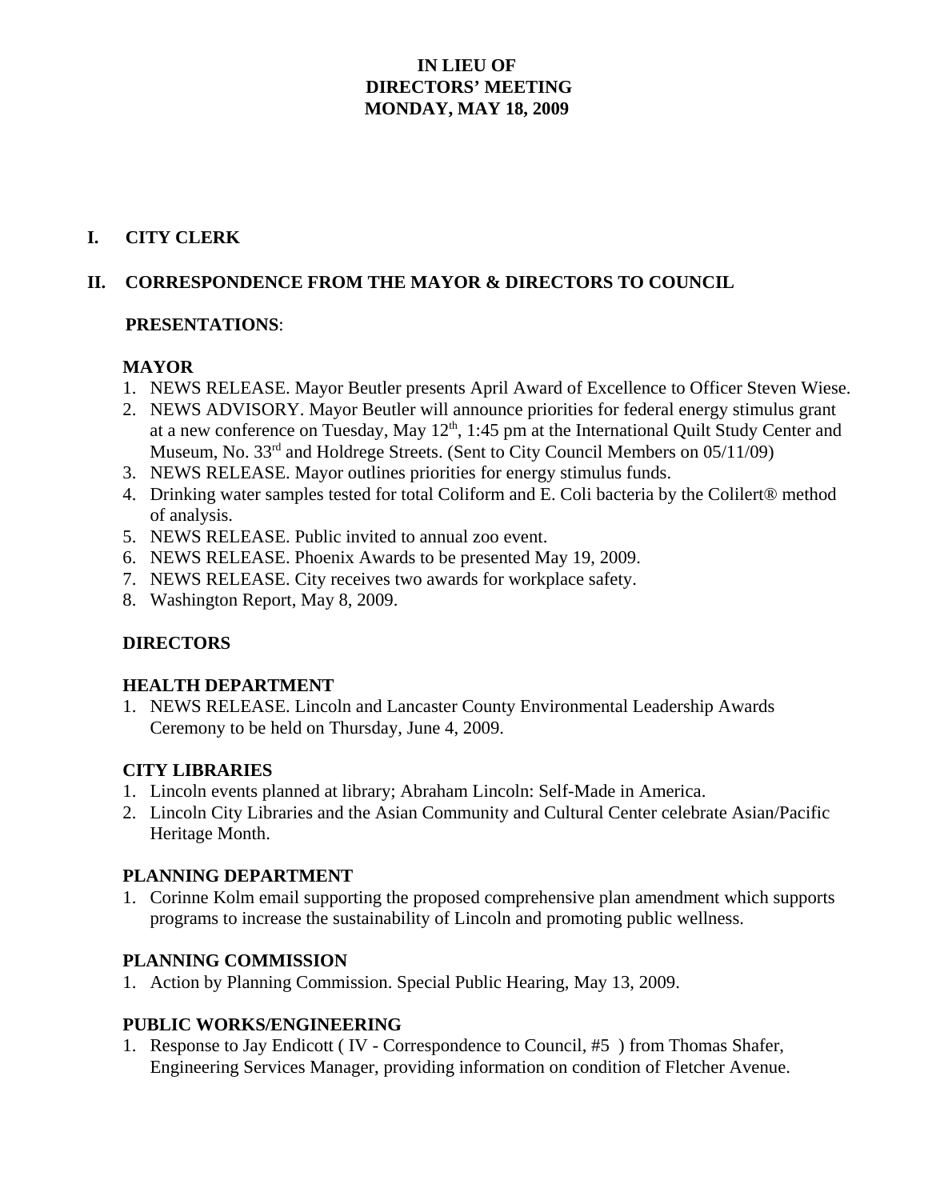# IN LIEU OF DIRECTORS' MEETING MONDAY, MAY 18, 2009

## I. CITY CLERK

## II. CORRESPONDENCE FROM THE MAYOR & DIRECTORS TO COUNCIL

**PRESENTATIONS**:

### MAYOR

1. NEWS RELEASE. Mayor Beutler presents April Award of Excellence to Officer Steven Wiese.
2. NEWS ADVISORY. Mayor Beutler will announce priorities for federal energy stimulus grant at a new conference on Tuesday, May 12th, 1:45 pm at the International Quilt Study Center and Museum, No. 33rd and Holdrege Streets. (Sent to City Council Members on 05/11/09)
3. NEWS RELEASE. Mayor outlines priorities for energy stimulus funds.
4. Drinking water samples tested for total Coliform and E. Coli bacteria by the Colilert® method of analysis.
5. NEWS RELEASE. Public invited to annual zoo event.
6. NEWS RELEASE. Phoenix Awards to be presented May 19, 2009.
7. NEWS RELEASE. City receives two awards for workplace safety.
8. Washington Report, May 8, 2009.

### DIRECTORS

### HEALTH DEPARTMENT

1. NEWS RELEASE. Lincoln and Lancaster County Environmental Leadership Awards Ceremony to be held on Thursday, June 4, 2009.

### CITY LIBRARIES

1. Lincoln events planned at library; Abraham Lincoln: Self-Made in America.
2. Lincoln City Libraries and the Asian Community and Cultural Center celebrate Asian/Pacific Heritage Month.

### PLANNING DEPARTMENT

1. Corinne Kolm email supporting the proposed comprehensive plan amendment which supports programs to increase the sustainability of Lincoln and promoting public wellness.

### PLANNING COMMISSION

1. Action by Planning Commission. Special Public Hearing, May 13, 2009.

### PUBLIC WORKS/ENGINEERING

1. Response to Jay Endicott ( IV - Correspondence to Council, #5 ) from Thomas Shafer, Engineering Services Manager, providing information on condition of Fletcher Avenue.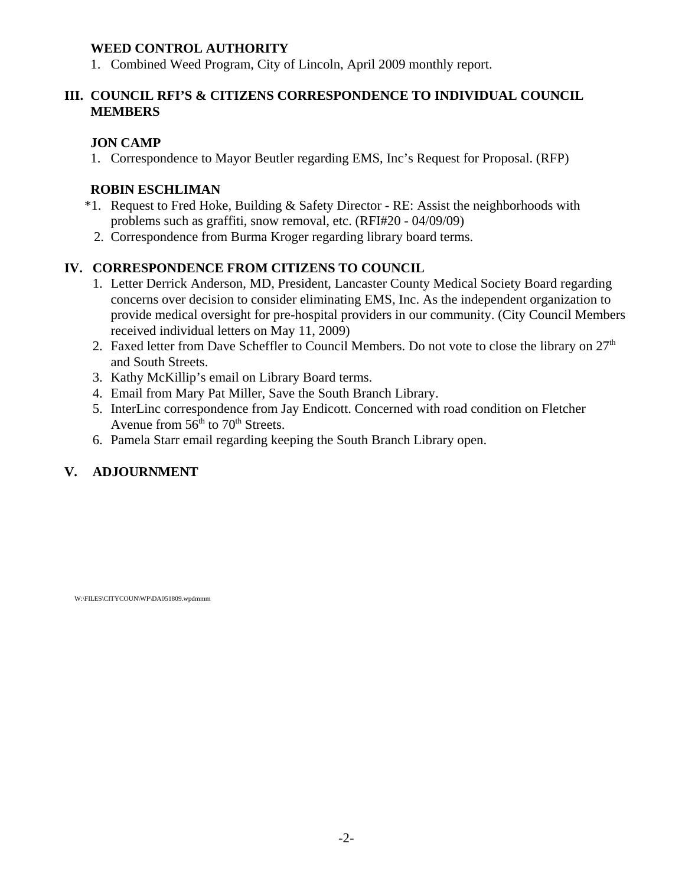### WEED CONTROL AUTHORITY

1. Combined Weed Program, City of Lincoln, April 2009 monthly report.

## III. COUNCIL RFI'S & CITIZENS CORRESPONDENCE TO INDIVIDUAL COUNCIL MEMBERS

### JON CAMP

1. Correspondence to Mayor Beutler regarding EMS, Inc's Request for Proposal. (RFP)

### ROBIN ESCHLIMAN

*1. Request to Fred Hoke, Building & Safety Director - RE: Assist the neighborhoods with problems such as graffiti, snow removal, etc. (RFI#20 - 04/09/09)

2. Correspondence from Burma Kroger regarding library board terms.

## IV. CORRESPONDENCE FROM CITIZENS TO COUNCIL

1. Letter Derrick Anderson, MD, President, Lancaster County Medical Society Board regarding concerns over decision to consider eliminating EMS, Inc. As the independent organization to provide medical oversight for pre-hospital providers in our community. (City Council Members received individual letters on May 11, 2009)
2. Faxed letter from Dave Scheffler to Council Members. Do not vote to close the library on 27th and South Streets.
3. Kathy McKillip's email on Library Board terms.
4. Email from Mary Pat Miller, Save the South Branch Library.
5. InterLinc correspondence from Jay Endicott. Concerned with road condition on Fletcher Avenue from 56th to 70th Streets.
6. Pamela Starr email regarding keeping the South Branch Library open.

## V. ADJOURNMENT

W:\FILES\CITYCOUN\WP\DA051809.wpdmmm